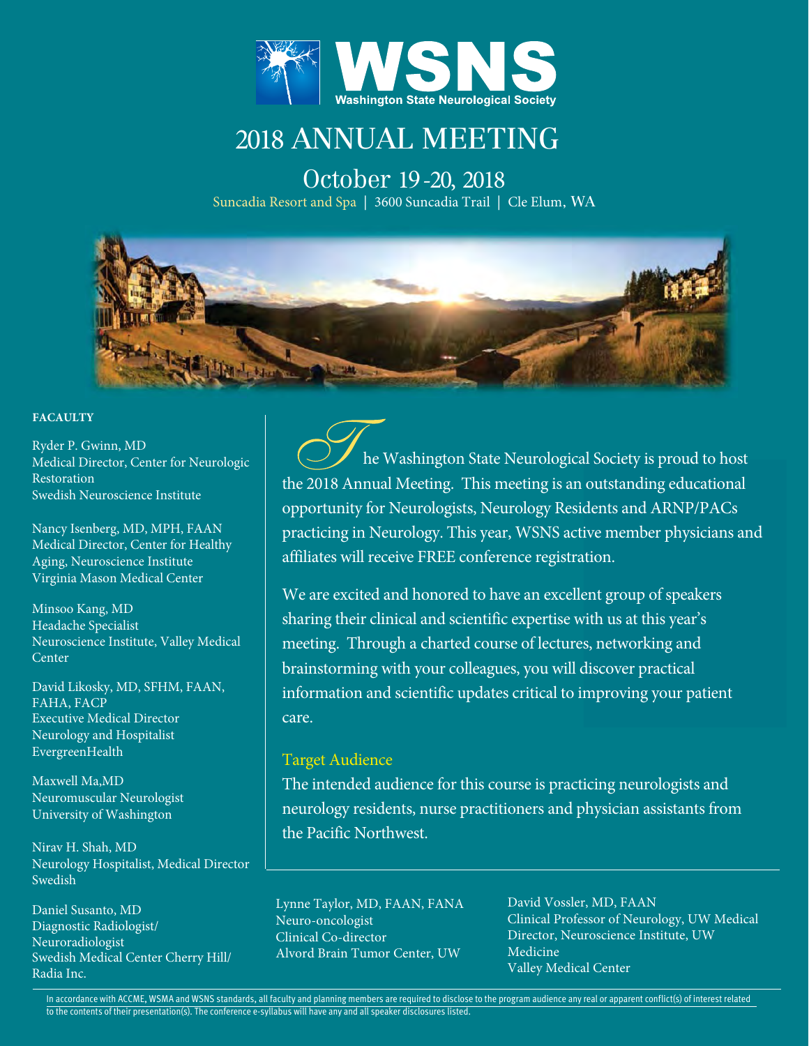WSNS

Washington State Neurological Society

# 2018 ANNUAL MEETING

## October 19-20, 2018

Suncadia Resort and Spa | 3600 Suncadia Trail | Cle Elum, WA

The Washington State Neurological Society is proud to host the 2018 Annual Meeting. This meeting is an outstanding educational opportunity for Neurologists, Neurology Residents and ARNP/PACs practicing in Neurology. This year, WSNS active member physicians and affiliates will receive FREE conference registration.

We are excited and honored to have an excellent group of speakers sharing their clinical and scientific expertise with us at this year's meeting. Through a charted course of lectures, networking and brainstorming with your colleagues, you will discover practical information and scientific updates critical to improving your patient care.

### Target Audience

The intended audience for this course is practicing neurologists and neurology residents, nurse practitioners and physician assistants from the Pacific Northwest.

### FACAULTY

Ryder P. Gwinn, MD
Medical Director, Center for Neurologic Restoration
Swedish Neuroscience Institute

Nancy Isenberg, MD, MPH, FAAN
Medical Director, Center for Healthy Aging, Neuroscience Institute
Virginia Mason Medical Center

Minsoo Kang, MD
Headache Specialist
Neuroscience Institute, Valley Medical Center

David Likosky, MD, SFHM, FAAN, FAHA, FACP
Executive Medical Director
Neurology and Hospitalist
EvergreenHealth

Maxwell Ma,MD
Neuromuscular Neurologist
University of Washington

Nirav H. Shah, MD
Neurology Hospitalist, Medical Director
Swedish

Daniel Susanto, MD
Diagnostic Radiologist/
Neuroradiologist
Swedish Medical Center Cherry Hill/
Radia Inc.

Lynne Taylor, MD, FAAN, FANA
Neuro-oncologist
Clinical Co-director
Alvord Brain Tumor Center, UW

David Vossler, MD, FAAN
Clinical Professor of Neurology, UW Medical Director, Neuroscience Institute, UW Medicine
Valley Medical Center

In accordance with ACCME, WSMA and WSNS standards, all faculty and planning members are required to disclose to the program audience any real or apparent conflict(s) of interest related to the contents of their presentation(s). The conference e-syllabus will have any and all speaker disclosures listed.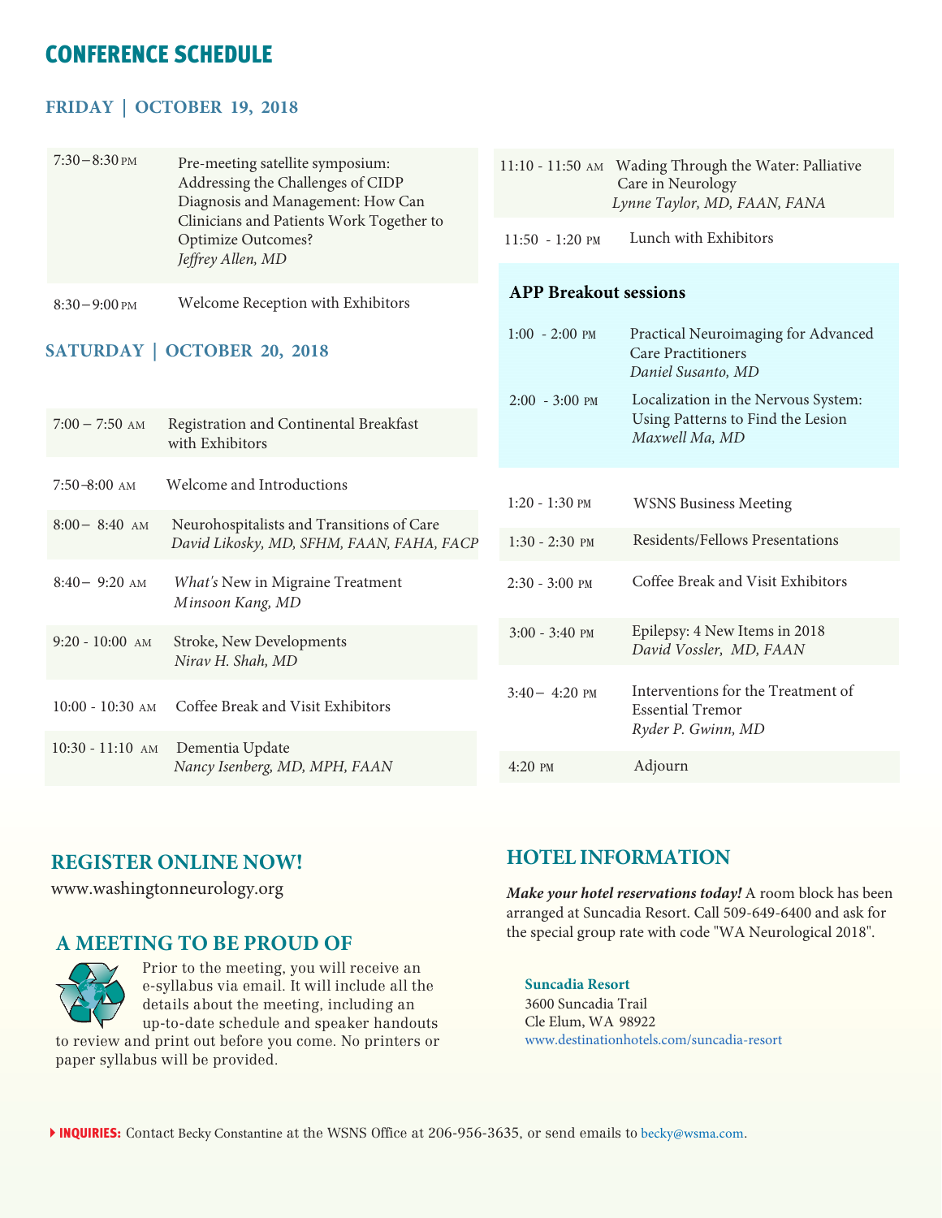# CONFERENCE SCHEDULE

## FRIDAY | OCTOBER 19, 2018

| | |
|---|---|
| 7:30–8:30 PM | Pre-meeting satellite symposium: Addressing the Challenges of CIDP Diagnosis and Management: How Can Clinicians and Patients Work Together to Optimize Outcomes? *Jeffrey Allen, MD* |
| 8:30–9:00 PM | Welcome Reception with Exhibitors |

## SATURDAY | OCTOBER 20, 2018

| | |
|---|---|
| 7:00 – 7:50 AM | Registration and Continental Breakfast with Exhibitors |
| 7:50–8:00 AM | Welcome and Introductions |
| 8:00– 8:40 AM | Neurohospitalists and Transitions of Care *David Likosky, MD, SFHM, FAAN, FAHA, FACP* |
| 8:40– 9:20 AM | *What's* New in Migraine Treatment *Minsoon Kang, MD* |
| 9:20 - 10:00 AM | Stroke, New Developments *Nirav H. Shah, MD* |
| 10:00 - 10:30 AM | Coffee Break and Visit Exhibitors |
| 10:30 - 11:10 AM | Dementia Update *Nancy Isenberg, MD, MPH, FAAN* |
| 11:10 - 11:50 AM | Wading Through the Water: Palliative Care in Neurology *Lynne Taylor, MD, FAAN, FANA* |
| 11:50 - 1:20 PM | Lunch with Exhibitors |

### APP Breakout sessions

| | |
|---|---|
| 1:00 - 2:00 PM | Practical Neuroimaging for Advanced Care Practitioners *Daniel Susanto, MD* |
| 2:00 - 3:00 PM | Localization in the Nervous System: Using Patterns to Find the Lesion *Maxwell Ma, MD* |

| | |
|---|---|
| 1:20 - 1:30 PM | WSNS Business Meeting |
| 1:30 - 2:30 PM | Residents/Fellows Presentations |
| 2:30 - 3:00 PM | Coffee Break and Visit Exhibitors |
| 3:00 - 3:40 PM | Epilepsy: 4 New Items in 2018 *David Vossler, MD, FAAN* |
| 3:40– 4:20 PM | Interventions for the Treatment of Essential Tremor *Ryder P. Gwinn, MD* |
| 4:20 PM | Adjourn |

## REGISTER ONLINE NOW!

www.washingtonneurology.org

## A MEETING TO BE PROUD OF

Prior to the meeting, you will receive an e-syllabus via email. It will include all the details about the meeting, including an up-to-date schedule and speaker handouts to review and print out before you come. No printers or paper syllabus will be provided.

## HOTEL INFORMATION

***Make your hotel reservations today!*** A room block has been arranged at Suncadia Resort. Call 509-649-6400 and ask for the special group rate with code "WA Neurological 2018".

**Suncadia Resort**
3600 Suncadia Trail
Cle Elum, WA 98922
www.destinationhotels.com/suncadia-resort

**INQUIRIES:** Contact Becky Constantine at the WSNS Office at 206-956-3635, or send emails to becky@wsma.com.